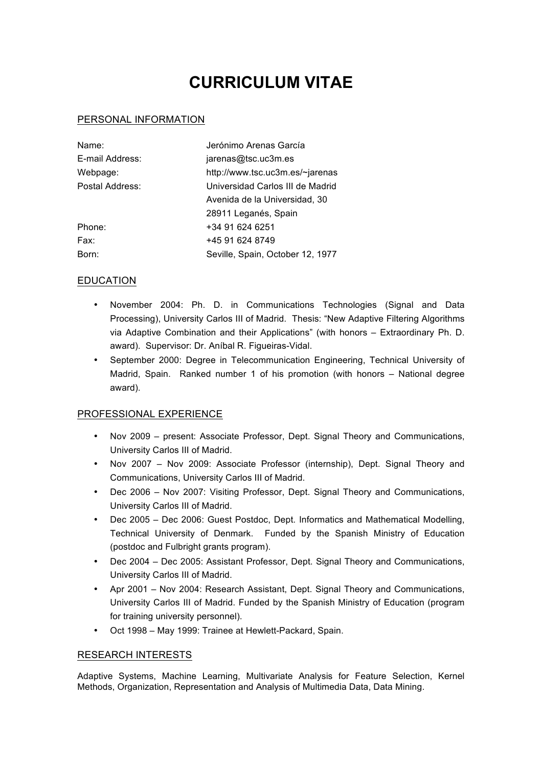# CURRICULUM VITAE

## PERSONAL INFORMATION

| | |
|---|---|
| Name: | Jerónimo Arenas García |
| E-mail Address: | jarenas@tsc.uc3m.es |
| Webpage: | http://www.tsc.uc3m.es/~jarenas |
| Postal Address: | Universidad Carlos III de Madrid<br>Avenida de la Universidad, 30<br>28911 Leganés, Spain |
| Phone: | +34 91 624 6251 |
| Fax: | +45 91 624 8749 |
| Born: | Seville, Spain, October 12, 1977 |

## EDUCATION

- November 2004: Ph. D. in Communications Technologies (Signal and Data Processing), University Carlos III of Madrid. Thesis: "New Adaptive Filtering Algorithms via Adaptive Combination and their Applications" (with honors – Extraordinary Ph. D. award). Supervisor: Dr. Aníbal R. Figueiras-Vidal.
- September 2000: Degree in Telecommunication Engineering, Technical University of Madrid, Spain. Ranked number 1 of his promotion (with honors – National degree award).

## PROFESSIONAL EXPERIENCE

- Nov 2009 – present: Associate Professor, Dept. Signal Theory and Communications, University Carlos III of Madrid.
- Nov 2007 – Nov 2009: Associate Professor (internship), Dept. Signal Theory and Communications, University Carlos III of Madrid.
- Dec 2006 – Nov 2007: Visiting Professor, Dept. Signal Theory and Communications, University Carlos III of Madrid.
- Dec 2005 – Dec 2006: Guest Postdoc, Dept. Informatics and Mathematical Modelling, Technical University of Denmark. Funded by the Spanish Ministry of Education (postdoc and Fulbright grants program).
- Dec 2004 – Dec 2005: Assistant Professor, Dept. Signal Theory and Communications, University Carlos III of Madrid.
- Apr 2001 – Nov 2004: Research Assistant, Dept. Signal Theory and Communications, University Carlos III of Madrid. Funded by the Spanish Ministry of Education (program for training university personnel).
- Oct 1998 – May 1999: Trainee at Hewlett-Packard, Spain.

## RESEARCH INTERESTS

Adaptive Systems, Machine Learning, Multivariate Analysis for Feature Selection, Kernel Methods, Organization, Representation and Analysis of Multimedia Data, Data Mining.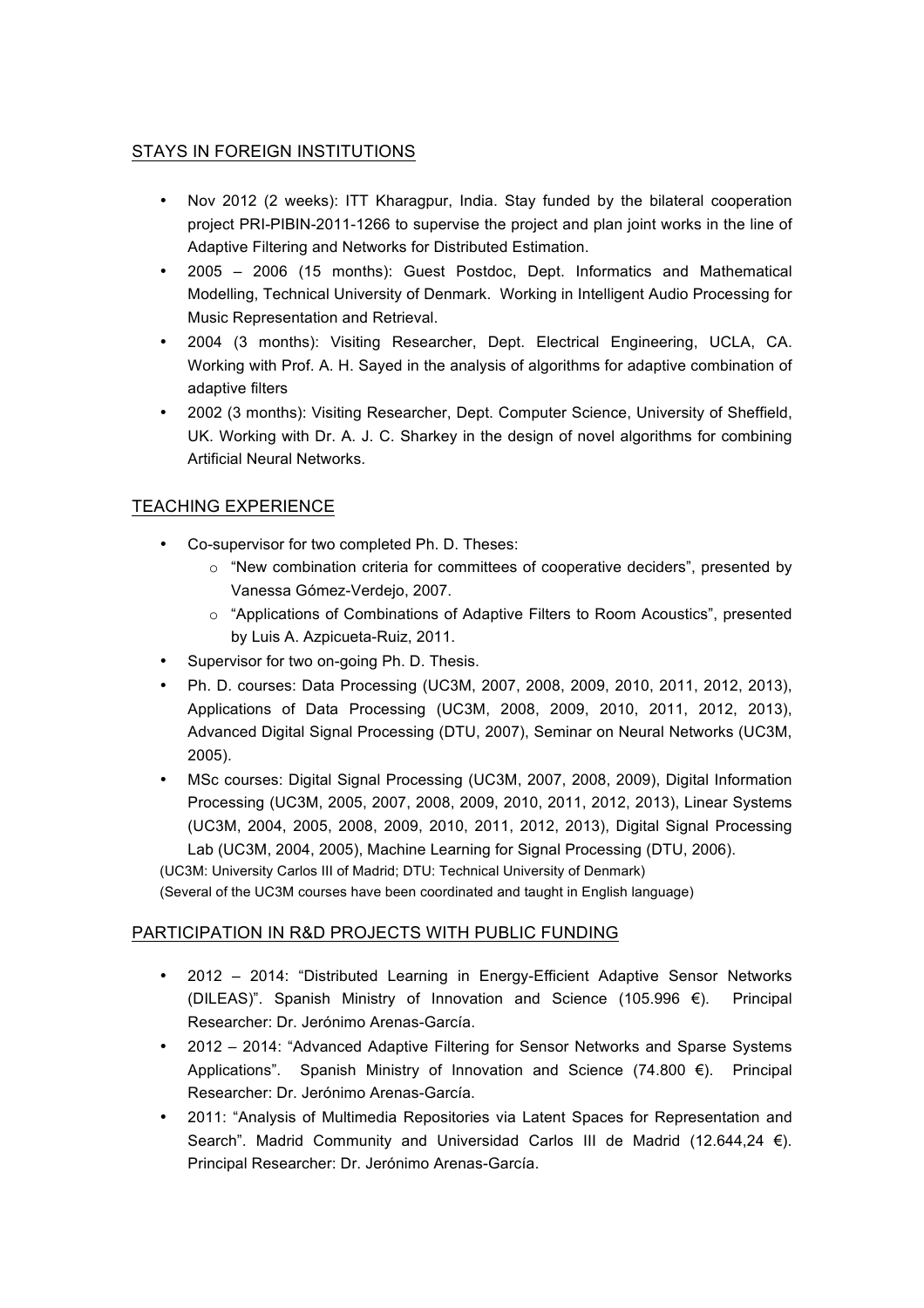## STAYS IN FOREIGN INSTITUTIONS

- Nov 2012 (2 weeks): ITT Kharagpur, India. Stay funded by the bilateral cooperation project PRI-PIBIN-2011-1266 to supervise the project and plan joint works in the line of Adaptive Filtering and Networks for Distributed Estimation.
- 2005 – 2006 (15 months): Guest Postdoc, Dept. Informatics and Mathematical Modelling, Technical University of Denmark. Working in Intelligent Audio Processing for Music Representation and Retrieval.
- 2004 (3 months): Visiting Researcher, Dept. Electrical Engineering, UCLA, CA. Working with Prof. A. H. Sayed in the analysis of algorithms for adaptive combination of adaptive filters
- 2002 (3 months): Visiting Researcher, Dept. Computer Science, University of Sheffield, UK. Working with Dr. A. J. C. Sharkey in the design of novel algorithms for combining Artificial Neural Networks.

## TEACHING EXPERIENCE

- Co-supervisor for two completed Ph. D. Theses:
  - "New combination criteria for committees of cooperative deciders", presented by Vanessa Gómez-Verdejo, 2007.
  - "Applications of Combinations of Adaptive Filters to Room Acoustics", presented by Luis A. Azpicueta-Ruiz, 2011.
- Supervisor for two on-going Ph. D. Thesis.
- Ph. D. courses: Data Processing (UC3M, 2007, 2008, 2009, 2010, 2011, 2012, 2013), Applications of Data Processing (UC3M, 2008, 2009, 2010, 2011, 2012, 2013), Advanced Digital Signal Processing (DTU, 2007), Seminar on Neural Networks (UC3M, 2005).
- MSc courses: Digital Signal Processing (UC3M, 2007, 2008, 2009), Digital Information Processing (UC3M, 2005, 2007, 2008, 2009, 2010, 2011, 2012, 2013), Linear Systems (UC3M, 2004, 2005, 2008, 2009, 2010, 2011, 2012, 2013), Digital Signal Processing Lab (UC3M, 2004, 2005), Machine Learning for Signal Processing (DTU, 2006).

(UC3M: University Carlos III of Madrid; DTU: Technical University of Denmark)
(Several of the UC3M courses have been coordinated and taught in English language)

## PARTICIPATION IN R&D PROJECTS WITH PUBLIC FUNDING

- 2012 – 2014: "Distributed Learning in Energy-Efficient Adaptive Sensor Networks (DILEAS)". Spanish Ministry of Innovation and Science (105.996 €). Principal Researcher: Dr. Jerónimo Arenas-García.
- 2012 – 2014: "Advanced Adaptive Filtering for Sensor Networks and Sparse Systems Applications". Spanish Ministry of Innovation and Science (74.800 €). Principal Researcher: Dr. Jerónimo Arenas-García.
- 2011: "Analysis of Multimedia Repositories via Latent Spaces for Representation and Search". Madrid Community and Universidad Carlos III de Madrid (12.644,24 €). Principal Researcher: Dr. Jerónimo Arenas-García.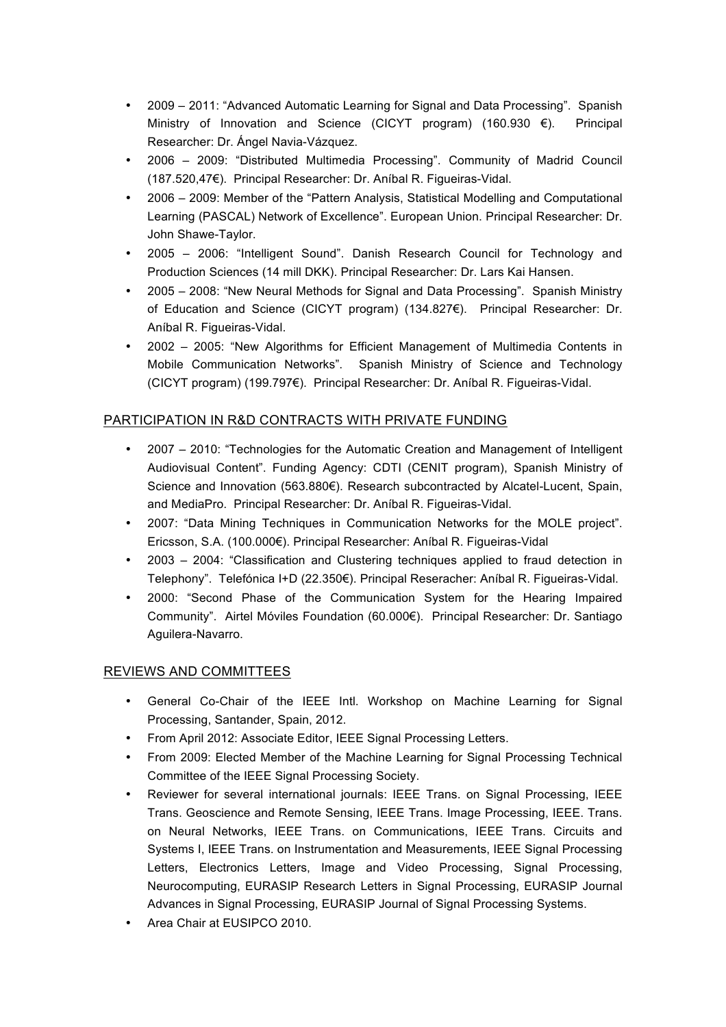- 2009 – 2011: "Advanced Automatic Learning for Signal and Data Processing". Spanish Ministry of Innovation and Science (CICYT program) (160.930 €). Principal Researcher: Dr. Ángel Navia-Vázquez.
- 2006 – 2009: "Distributed Multimedia Processing". Community of Madrid Council (187.520,47€). Principal Researcher: Dr. Aníbal R. Figueiras-Vidal.
- 2006 – 2009: Member of the "Pattern Analysis, Statistical Modelling and Computational Learning (PASCAL) Network of Excellence". European Union. Principal Researcher: Dr. John Shawe-Taylor.
- 2005 – 2006: "Intelligent Sound". Danish Research Council for Technology and Production Sciences (14 mill DKK). Principal Researcher: Dr. Lars Kai Hansen.
- 2005 – 2008: "New Neural Methods for Signal and Data Processing". Spanish Ministry of Education and Science (CICYT program) (134.827€). Principal Researcher: Dr. Aníbal R. Figueiras-Vidal.
- 2002 – 2005: "New Algorithms for Efficient Management of Multimedia Contents in Mobile Communication Networks". Spanish Ministry of Science and Technology (CICYT program) (199.797€). Principal Researcher: Dr. Aníbal R. Figueiras-Vidal.

## PARTICIPATION IN R&D CONTRACTS WITH PRIVATE FUNDING

- 2007 – 2010: "Technologies for the Automatic Creation and Management of Intelligent Audiovisual Content". Funding Agency: CDTI (CENIT program), Spanish Ministry of Science and Innovation (563.880€). Research subcontracted by Alcatel-Lucent, Spain, and MediaPro. Principal Researcher: Dr. Aníbal R. Figueiras-Vidal.
- 2007: "Data Mining Techniques in Communication Networks for the MOLE project". Ericsson, S.A. (100.000€). Principal Researcher: Aníbal R. Figueiras-Vidal
- 2003 – 2004: "Classification and Clustering techniques applied to fraud detection in Telephony". Telefónica I+D (22.350€). Principal Reseracher: Aníbal R. Figueiras-Vidal.
- 2000: "Second Phase of the Communication System for the Hearing Impaired Community". Airtel Móviles Foundation (60.000€). Principal Researcher: Dr. Santiago Aguilera-Navarro.

## REVIEWS AND COMMITTEES

- General Co-Chair of the IEEE Intl. Workshop on Machine Learning for Signal Processing, Santander, Spain, 2012.
- From April 2012: Associate Editor, IEEE Signal Processing Letters.
- From 2009: Elected Member of the Machine Learning for Signal Processing Technical Committee of the IEEE Signal Processing Society.
- Reviewer for several international journals: IEEE Trans. on Signal Processing, IEEE Trans. Geoscience and Remote Sensing, IEEE Trans. Image Processing, IEEE. Trans. on Neural Networks, IEEE Trans. on Communications, IEEE Trans. Circuits and Systems I, IEEE Trans. on Instrumentation and Measurements, IEEE Signal Processing Letters, Electronics Letters, Image and Video Processing, Signal Processing, Neurocomputing, EURASIP Research Letters in Signal Processing, EURASIP Journal Advances in Signal Processing, EURASIP Journal of Signal Processing Systems.
- Area Chair at EUSIPCO 2010.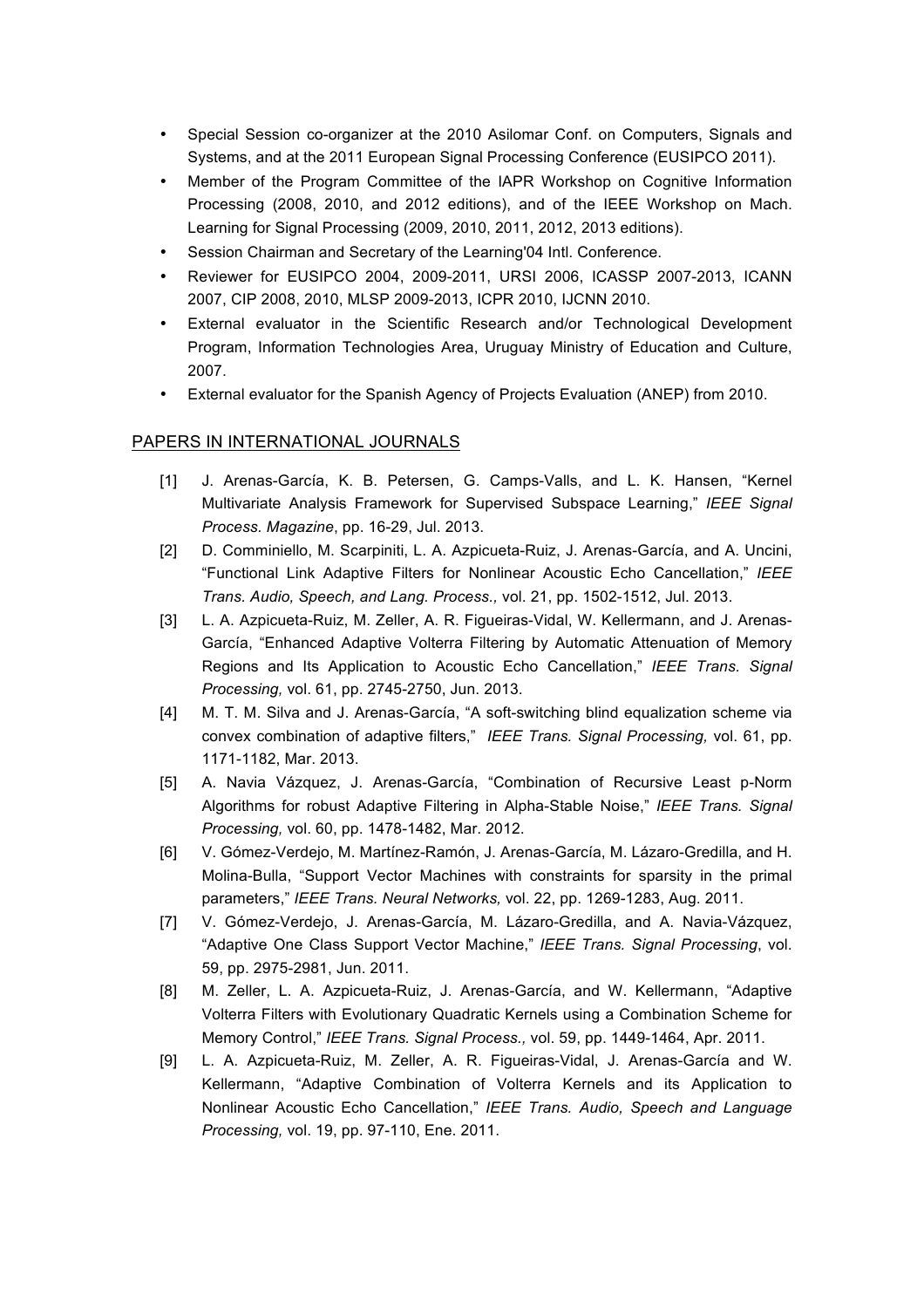- Special Session co-organizer at the 2010 Asilomar Conf. on Computers, Signals and Systems, and at the 2011 European Signal Processing Conference (EUSIPCO 2011).
- Member of the Program Committee of the IAPR Workshop on Cognitive Information Processing (2008, 2010, and 2012 editions), and of the IEEE Workshop on Mach. Learning for Signal Processing (2009, 2010, 2011, 2012, 2013 editions).
- Session Chairman and Secretary of the Learning'04 Intl. Conference.
- Reviewer for EUSIPCO 2004, 2009-2011, URSI 2006, ICASSP 2007-2013, ICANN 2007, CIP 2008, 2010, MLSP 2009-2013, ICPR 2010, IJCNN 2010.
- External evaluator in the Scientific Research and/or Technological Development Program, Information Technologies Area, Uruguay Ministry of Education and Culture, 2007.
- External evaluator for the Spanish Agency of Projects Evaluation (ANEP) from 2010.

## PAPERS IN INTERNATIONAL JOURNALS

[1] J. Arenas-García, K. B. Petersen, G. Camps-Valls, and L. K. Hansen, "Kernel Multivariate Analysis Framework for Supervised Subspace Learning," *IEEE Signal Process. Magazine*, pp. 16-29, Jul. 2013.

[2] D. Comminiello, M. Scarpiniti, L. A. Azpicueta-Ruiz, J. Arenas-García, and A. Uncini, "Functional Link Adaptive Filters for Nonlinear Acoustic Echo Cancellation," *IEEE Trans. Audio, Speech, and Lang. Process.,* vol. 21, pp. 1502-1512, Jul. 2013.

[3] L. A. Azpicueta-Ruiz, M. Zeller, A. R. Figueiras-Vidal, W. Kellermann, and J. Arenas-García, "Enhanced Adaptive Volterra Filtering by Automatic Attenuation of Memory Regions and Its Application to Acoustic Echo Cancellation," *IEEE Trans. Signal Processing,* vol. 61, pp. 2745-2750, Jun. 2013.

[4] M. T. M. Silva and J. Arenas-García, "A soft-switching blind equalization scheme via convex combination of adaptive filters," *IEEE Trans. Signal Processing,* vol. 61, pp. 1171-1182, Mar. 2013.

[5] A. Navia Vázquez, J. Arenas-García, "Combination of Recursive Least p-Norm Algorithms for robust Adaptive Filtering in Alpha-Stable Noise," *IEEE Trans. Signal Processing,* vol. 60, pp. 1478-1482, Mar. 2012.

[6] V. Gómez-Verdejo, M. Martínez-Ramón, J. Arenas-García, M. Lázaro-Gredilla, and H. Molina-Bulla, "Support Vector Machines with constraints for sparsity in the primal parameters," *IEEE Trans. Neural Networks,* vol. 22, pp. 1269-1283, Aug. 2011.

[7] V. Gómez-Verdejo, J. Arenas-García, M. Lázaro-Gredilla, and A. Navia-Vázquez, "Adaptive One Class Support Vector Machine," *IEEE Trans. Signal Processing*, vol. 59, pp. 2975-2981, Jun. 2011.

[8] M. Zeller, L. A. Azpicueta-Ruiz, J. Arenas-García, and W. Kellermann, "Adaptive Volterra Filters with Evolutionary Quadratic Kernels using a Combination Scheme for Memory Control," *IEEE Trans. Signal Process.,* vol. 59, pp. 1449-1464, Apr. 2011.

[9] L. A. Azpicueta-Ruiz, M. Zeller, A. R. Figueiras-Vidal, J. Arenas-García and W. Kellermann, "Adaptive Combination of Volterra Kernels and its Application to Nonlinear Acoustic Echo Cancellation," *IEEE Trans. Audio, Speech and Language Processing,* vol. 19, pp. 97-110, Ene. 2011.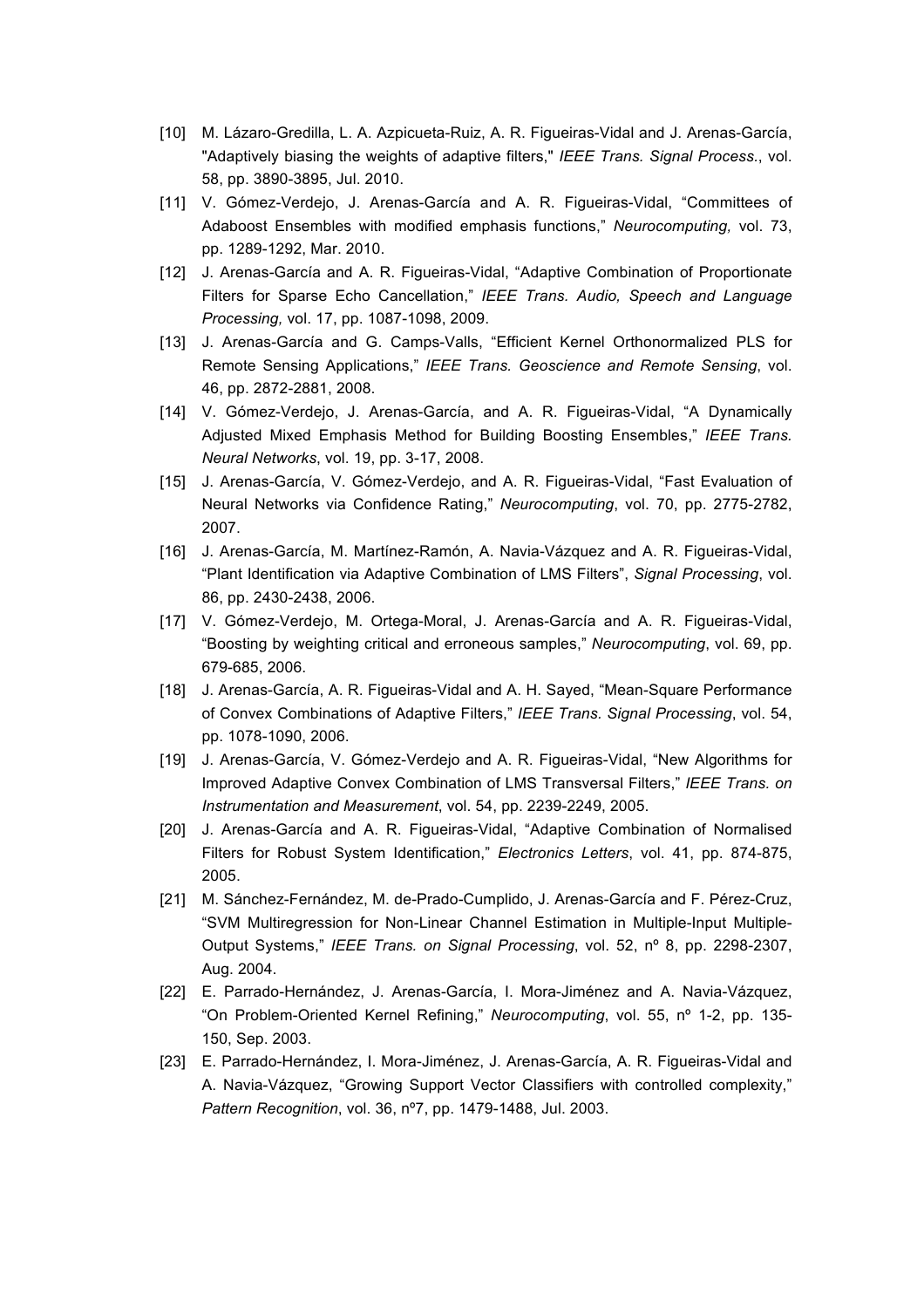[10] M. Lázaro-Gredilla, L. A. Azpicueta-Ruiz, A. R. Figueiras-Vidal and J. Arenas-García, "Adaptively biasing the weights of adaptive filters," *IEEE Trans. Signal Process.*, vol. 58, pp. 3890-3895, Jul. 2010.

[11] V. Gómez-Verdejo, J. Arenas-García and A. R. Figueiras-Vidal, "Committees of Adaboost Ensembles with modified emphasis functions," *Neurocomputing,* vol. 73, pp. 1289-1292, Mar. 2010.

[12] J. Arenas-García and A. R. Figueiras-Vidal, "Adaptive Combination of Proportionate Filters for Sparse Echo Cancellation," *IEEE Trans. Audio, Speech and Language Processing,* vol. 17, pp. 1087-1098, 2009.

[13] J. Arenas-García and G. Camps-Valls, "Efficient Kernel Orthonormalized PLS for Remote Sensing Applications," *IEEE Trans. Geoscience and Remote Sensing*, vol. 46, pp. 2872-2881, 2008.

[14] V. Gómez-Verdejo, J. Arenas-García, and A. R. Figueiras-Vidal, "A Dynamically Adjusted Mixed Emphasis Method for Building Boosting Ensembles," *IEEE Trans. Neural Networks*, vol. 19, pp. 3-17, 2008.

[15] J. Arenas-García, V. Gómez-Verdejo, and A. R. Figueiras-Vidal, "Fast Evaluation of Neural Networks via Confidence Rating," *Neurocomputing*, vol. 70, pp. 2775-2782, 2007.

[16] J. Arenas-García, M. Martínez-Ramón, A. Navia-Vázquez and A. R. Figueiras-Vidal, "Plant Identification via Adaptive Combination of LMS Filters", *Signal Processing*, vol. 86, pp. 2430-2438, 2006.

[17] V. Gómez-Verdejo, M. Ortega-Moral, J. Arenas-García and A. R. Figueiras-Vidal, "Boosting by weighting critical and erroneous samples," *Neurocomputing*, vol. 69, pp. 679-685, 2006.

[18] J. Arenas-García, A. R. Figueiras-Vidal and A. H. Sayed, "Mean-Square Performance of Convex Combinations of Adaptive Filters," *IEEE Trans. Signal Processing*, vol. 54, pp. 1078-1090, 2006.

[19] J. Arenas-García, V. Gómez-Verdejo and A. R. Figueiras-Vidal, "New Algorithms for Improved Adaptive Convex Combination of LMS Transversal Filters," *IEEE Trans. on Instrumentation and Measurement*, vol. 54, pp. 2239-2249, 2005.

[20] J. Arenas-García and A. R. Figueiras-Vidal, "Adaptive Combination of Normalised Filters for Robust System Identification," *Electronics Letters*, vol. 41, pp. 874-875, 2005.

[21] M. Sánchez-Fernández, M. de-Prado-Cumplido, J. Arenas-García and F. Pérez-Cruz, "SVM Multiregression for Non-Linear Channel Estimation in Multiple-Input Multiple-Output Systems," *IEEE Trans. on Signal Processing*, vol. 52, nº 8, pp. 2298-2307, Aug. 2004.

[22] E. Parrado-Hernández, J. Arenas-García, I. Mora-Jiménez and A. Navia-Vázquez, "On Problem-Oriented Kernel Refining," *Neurocomputing*, vol. 55, nº 1-2, pp. 135-150, Sep. 2003.

[23] E. Parrado-Hernández, I. Mora-Jiménez, J. Arenas-García, A. R. Figueiras-Vidal and A. Navia-Vázquez, "Growing Support Vector Classifiers with controlled complexity," *Pattern Recognition*, vol. 36, nº7, pp. 1479-1488, Jul. 2003.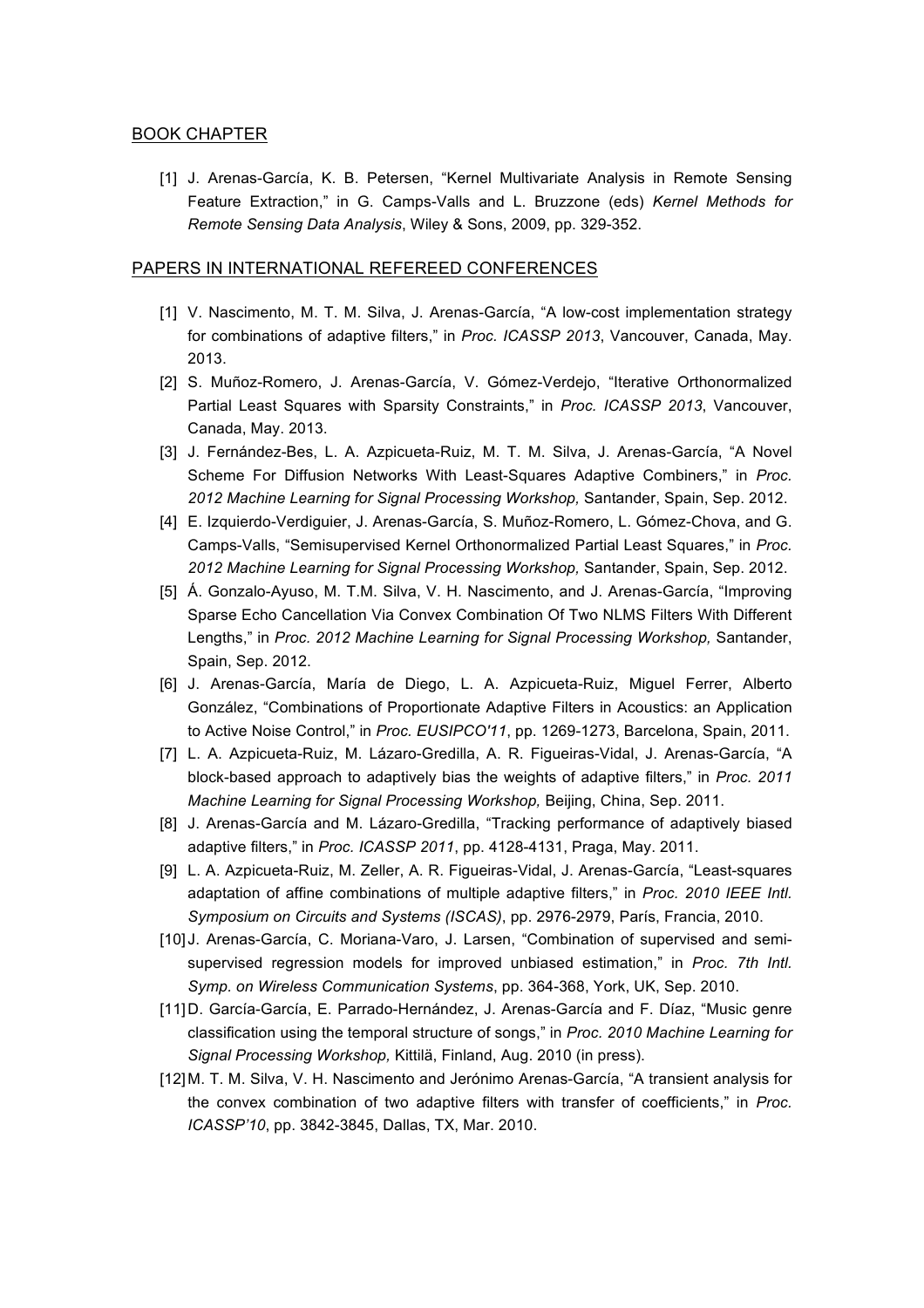## BOOK CHAPTER

[1] J. Arenas-García, K. B. Petersen, "Kernel Multivariate Analysis in Remote Sensing Feature Extraction," in G. Camps-Valls and L. Bruzzone (eds) *Kernel Methods for Remote Sensing Data Analysis*, Wiley & Sons, 2009, pp. 329-352.

## PAPERS IN INTERNATIONAL REFEREED CONFERENCES

[1] V. Nascimento, M. T. M. Silva, J. Arenas-García, "A low-cost implementation strategy for combinations of adaptive filters," in *Proc. ICASSP 2013*, Vancouver, Canada, May. 2013.

[2] S. Muñoz-Romero, J. Arenas-García, V. Gómez-Verdejo, "Iterative Orthonormalized Partial Least Squares with Sparsity Constraints," in *Proc. ICASSP 2013*, Vancouver, Canada, May. 2013.

[3] J. Fernández-Bes, L. A. Azpicueta-Ruiz, M. T. M. Silva, J. Arenas-García, "A Novel Scheme For Diffusion Networks With Least-Squares Adaptive Combiners," in *Proc. 2012 Machine Learning for Signal Processing Workshop,* Santander, Spain, Sep. 2012.

[4] E. Izquierdo-Verdiguier, J. Arenas-García, S. Muñoz-Romero, L. Gómez-Chova, and G. Camps-Valls, "Semisupervised Kernel Orthonormalized Partial Least Squares," in *Proc. 2012 Machine Learning for Signal Processing Workshop,* Santander, Spain, Sep. 2012.

[5] Á. Gonzalo-Ayuso, M. T.M. Silva, V. H. Nascimento, and J. Arenas-García, "Improving Sparse Echo Cancellation Via Convex Combination Of Two NLMS Filters With Different Lengths," in *Proc. 2012 Machine Learning for Signal Processing Workshop,* Santander, Spain, Sep. 2012.

[6] J. Arenas-García, María de Diego, L. A. Azpicueta-Ruiz, Miguel Ferrer, Alberto González, "Combinations of Proportionate Adaptive Filters in Acoustics: an Application to Active Noise Control," in *Proc. EUSIPCO'11*, pp. 1269-1273, Barcelona, Spain, 2011.

[7] L. A. Azpicueta-Ruiz, M. Lázaro-Gredilla, A. R. Figueiras-Vidal, J. Arenas-García, "A block-based approach to adaptively bias the weights of adaptive filters," in *Proc. 2011 Machine Learning for Signal Processing Workshop,* Beijing, China, Sep. 2011.

[8] J. Arenas-García and M. Lázaro-Gredilla, "Tracking performance of adaptively biased adaptive filters," in *Proc. ICASSP 2011*, pp. 4128-4131, Praga, May. 2011.

[9] L. A. Azpicueta-Ruiz, M. Zeller, A. R. Figueiras-Vidal, J. Arenas-García, "Least-squares adaptation of affine combinations of multiple adaptive filters," in *Proc. 2010 IEEE Intl. Symposium on Circuits and Systems (ISCAS)*, pp. 2976-2979, París, Francia, 2010.

[10] J. Arenas-García, C. Moriana-Varo, J. Larsen, "Combination of supervised and semi-supervised regression models for improved unbiased estimation," in *Proc. 7th Intl. Symp. on Wireless Communication Systems*, pp. 364-368, York, UK, Sep. 2010.

[11] D. García-García, E. Parrado-Hernández, J. Arenas-García and F. Díaz, "Music genre classification using the temporal structure of songs," in *Proc. 2010 Machine Learning for Signal Processing Workshop,* Kittilä, Finland, Aug. 2010 (in press).

[12] M. T. M. Silva, V. H. Nascimento and Jerónimo Arenas-García, "A transient analysis for the convex combination of two adaptive filters with transfer of coefficients," in *Proc. ICASSP'10*, pp. 3842-3845, Dallas, TX, Mar. 2010.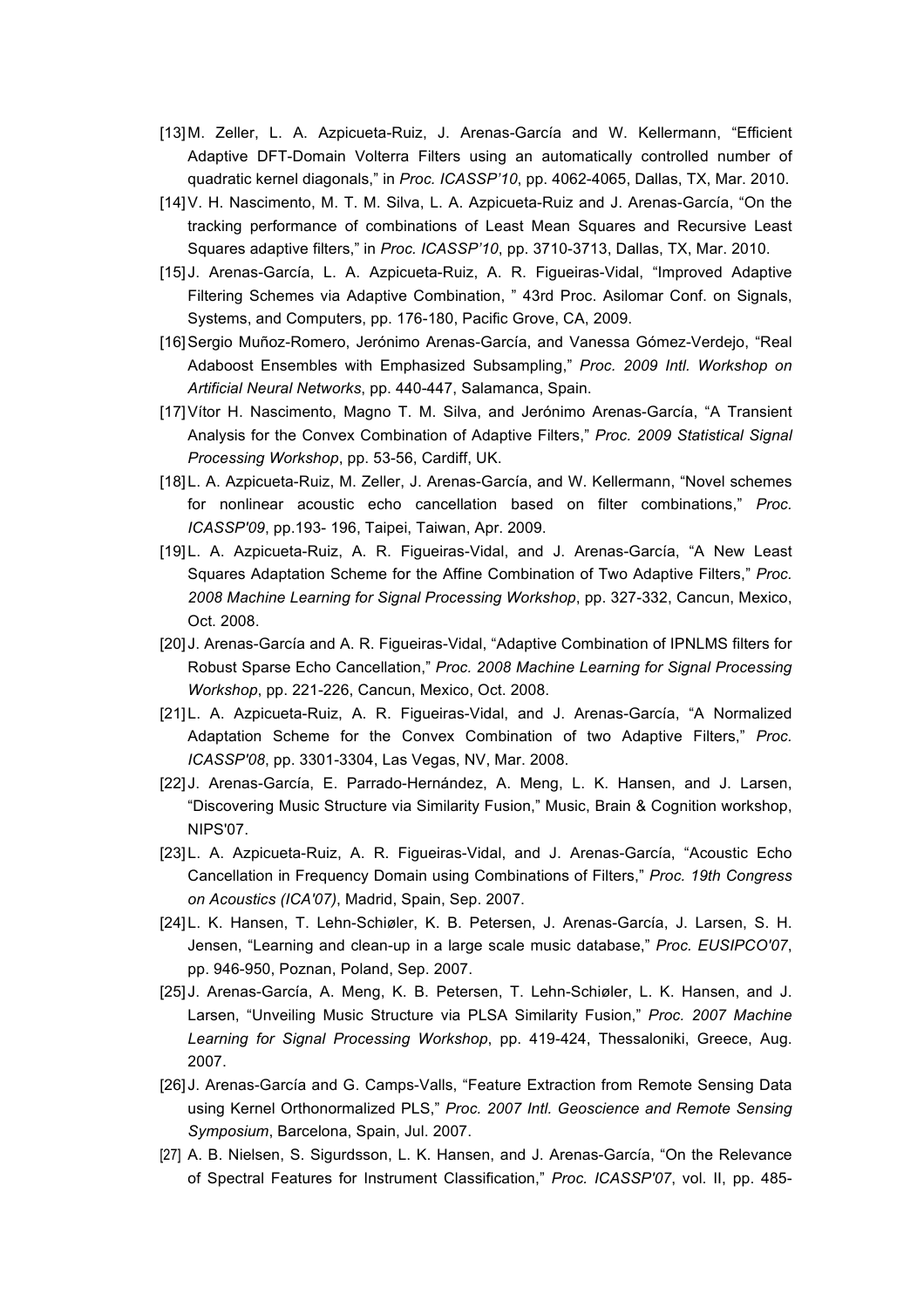[13] M. Zeller, L. A. Azpicueta-Ruiz, J. Arenas-García and W. Kellermann, "Efficient Adaptive DFT-Domain Volterra Filters using an automatically controlled number of quadratic kernel diagonals," in *Proc. ICASSP'10*, pp. 4062-4065, Dallas, TX, Mar. 2010.

[14] V. H. Nascimento, M. T. M. Silva, L. A. Azpicueta-Ruiz and J. Arenas-García, "On the tracking performance of combinations of Least Mean Squares and Recursive Least Squares adaptive filters," in *Proc. ICASSP'10*, pp. 3710-3713, Dallas, TX, Mar. 2010.

[15] J. Arenas-García, L. A. Azpicueta-Ruiz, A. R. Figueiras-Vidal, "Improved Adaptive Filtering Schemes via Adaptive Combination, " 43rd Proc. Asilomar Conf. on Signals, Systems, and Computers, pp. 176-180, Pacific Grove, CA, 2009.

[16] Sergio Muñoz-Romero, Jerónimo Arenas-García, and Vanessa Gómez-Verdejo, "Real Adaboost Ensembles with Emphasized Subsampling," *Proc. 2009 Intl. Workshop on Artificial Neural Networks*, pp. 440-447, Salamanca, Spain.

[17] Vítor H. Nascimento, Magno T. M. Silva, and Jerónimo Arenas-García, "A Transient Analysis for the Convex Combination of Adaptive Filters," *Proc. 2009 Statistical Signal Processing Workshop*, pp. 53-56, Cardiff, UK.

[18] L. A. Azpicueta-Ruiz, M. Zeller, J. Arenas-García, and W. Kellermann, "Novel schemes for nonlinear acoustic echo cancellation based on filter combinations," *Proc. ICASSP'09*, pp.193- 196, Taipei, Taiwan, Apr. 2009.

[19] L. A. Azpicueta-Ruiz, A. R. Figueiras-Vidal, and J. Arenas-García, "A New Least Squares Adaptation Scheme for the Affine Combination of Two Adaptive Filters," *Proc. 2008 Machine Learning for Signal Processing Workshop*, pp. 327-332, Cancun, Mexico, Oct. 2008.

[20] J. Arenas-García and A. R. Figueiras-Vidal, "Adaptive Combination of IPNLMS filters for Robust Sparse Echo Cancellation," *Proc. 2008 Machine Learning for Signal Processing Workshop*, pp. 221-226, Cancun, Mexico, Oct. 2008.

[21] L. A. Azpicueta-Ruiz, A. R. Figueiras-Vidal, and J. Arenas-García, "A Normalized Adaptation Scheme for the Convex Combination of two Adaptive Filters," *Proc. ICASSP'08*, pp. 3301-3304, Las Vegas, NV, Mar. 2008.

[22] J. Arenas-García, E. Parrado-Hernández, A. Meng, L. K. Hansen, and J. Larsen, "Discovering Music Structure via Similarity Fusion," Music, Brain & Cognition workshop, NIPS'07.

[23] L. A. Azpicueta-Ruiz, A. R. Figueiras-Vidal, and J. Arenas-García, "Acoustic Echo Cancellation in Frequency Domain using Combinations of Filters," *Proc. 19th Congress on Acoustics (ICA'07)*, Madrid, Spain, Sep. 2007.

[24] L. K. Hansen, T. Lehn-Schiøler, K. B. Petersen, J. Arenas-García, J. Larsen, S. H. Jensen, "Learning and clean-up in a large scale music database," *Proc. EUSIPCO'07*, pp. 946-950, Poznan, Poland, Sep. 2007.

[25] J. Arenas-García, A. Meng, K. B. Petersen, T. Lehn-Schiøler, L. K. Hansen, and J. Larsen, "Unveiling Music Structure via PLSA Similarity Fusion," *Proc. 2007 Machine Learning for Signal Processing Workshop*, pp. 419-424, Thessaloniki, Greece, Aug. 2007.

[26] J. Arenas-García and G. Camps-Valls, "Feature Extraction from Remote Sensing Data using Kernel Orthonormalized PLS," *Proc. 2007 Intl. Geoscience and Remote Sensing Symposium*, Barcelona, Spain, Jul. 2007.

[27] A. B. Nielsen, S. Sigurdsson, L. K. Hansen, and J. Arenas-García, "On the Relevance of Spectral Features for Instrument Classification," *Proc. ICASSP'07*, vol. II, pp. 485-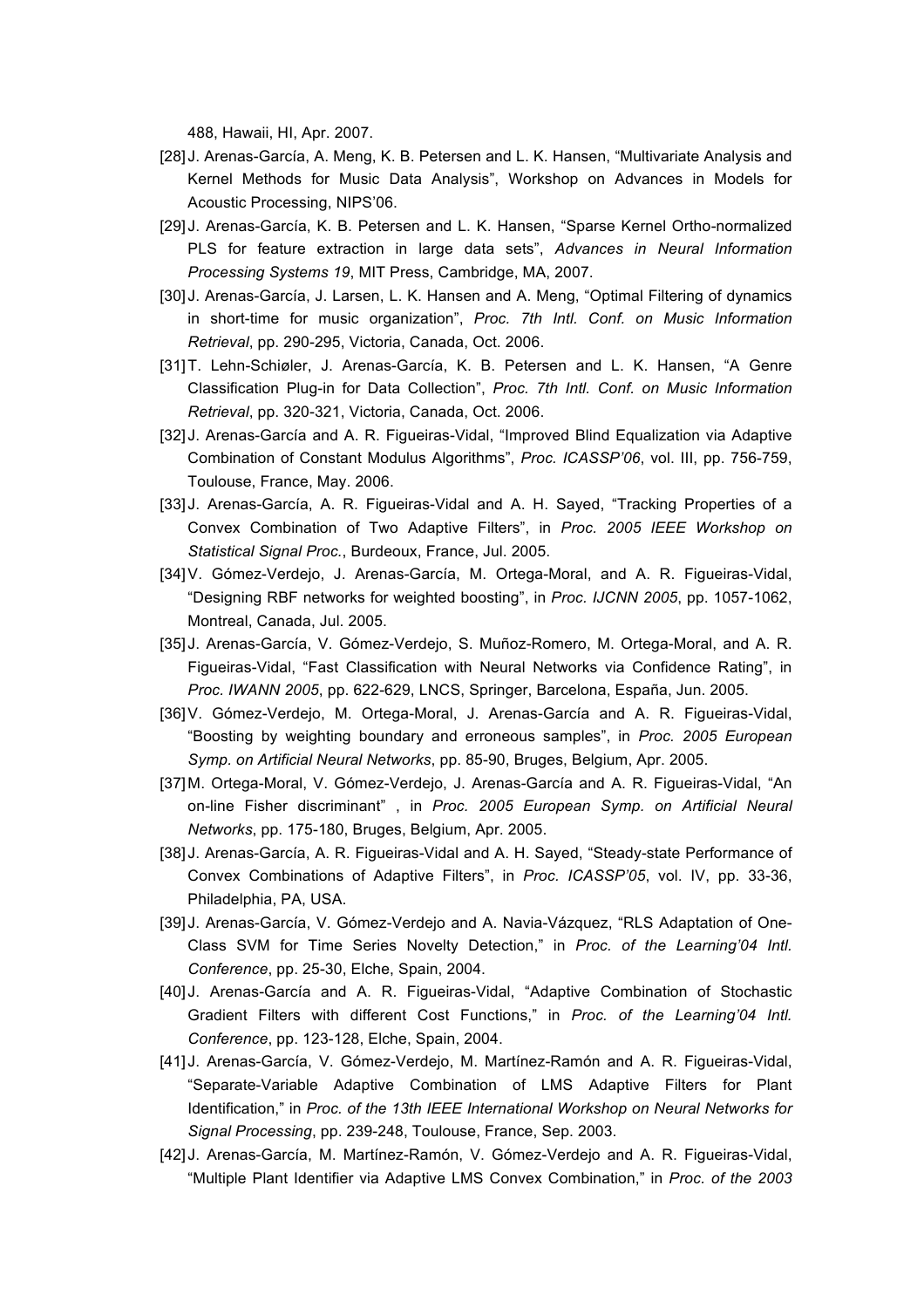488, Hawaii, HI, Apr. 2007.

[28] J. Arenas-García, A. Meng, K. B. Petersen and L. K. Hansen, “Multivariate Analysis and Kernel Methods for Music Data Analysis”, Workshop on Advances in Models for Acoustic Processing, NIPS’06.

[29] J. Arenas-García, K. B. Petersen and L. K. Hansen, “Sparse Kernel Ortho-normalized PLS for feature extraction in large data sets”, *Advances in Neural Information Processing Systems 19*, MIT Press, Cambridge, MA, 2007.

[30] J. Arenas-García, J. Larsen, L. K. Hansen and A. Meng, “Optimal Filtering of dynamics in short-time for music organization”, *Proc. 7th Intl. Conf. on Music Information Retrieval*, pp. 290-295, Victoria, Canada, Oct. 2006.

[31] T. Lehn-Schiøler, J. Arenas-García, K. B. Petersen and L. K. Hansen, “A Genre Classification Plug-in for Data Collection”, *Proc. 7th Intl. Conf. on Music Information Retrieval*, pp. 320-321, Victoria, Canada, Oct. 2006.

[32] J. Arenas-García and A. R. Figueiras-Vidal, “Improved Blind Equalization via Adaptive Combination of Constant Modulus Algorithms”, *Proc. ICASSP’06*, vol. III, pp. 756-759, Toulouse, France, May. 2006.

[33] J. Arenas-García, A. R. Figueiras-Vidal and A. H. Sayed, “Tracking Properties of a Convex Combination of Two Adaptive Filters”, in *Proc. 2005 IEEE Workshop on Statistical Signal Proc.*, Burdeoux, France, Jul. 2005.

[34] V. Gómez-Verdejo, J. Arenas-García, M. Ortega-Moral, and A. R. Figueiras-Vidal, “Designing RBF networks for weighted boosting”, in *Proc. IJCNN 2005*, pp. 1057-1062, Montreal, Canada, Jul. 2005.

[35] J. Arenas-García, V. Gómez-Verdejo, S. Muñoz-Romero, M. Ortega-Moral, and A. R. Figueiras-Vidal, “Fast Classification with Neural Networks via Confidence Rating”, in *Proc. IWANN 2005*, pp. 622-629, LNCS, Springer, Barcelona, España, Jun. 2005.

[36] V. Gómez-Verdejo, M. Ortega-Moral, J. Arenas-García and A. R. Figueiras-Vidal, “Boosting by weighting boundary and erroneous samples”, in *Proc. 2005 European Symp. on Artificial Neural Networks*, pp. 85-90, Bruges, Belgium, Apr. 2005.

[37] M. Ortega-Moral, V. Gómez-Verdejo, J. Arenas-García and A. R. Figueiras-Vidal, “An on-line Fisher discriminant” , in *Proc. 2005 European Symp. on Artificial Neural Networks*, pp. 175-180, Bruges, Belgium, Apr. 2005.

[38] J. Arenas-García, A. R. Figueiras-Vidal and A. H. Sayed, “Steady-state Performance of Convex Combinations of Adaptive Filters”, in *Proc. ICASSP’05*, vol. IV, pp. 33-36, Philadelphia, PA, USA.

[39] J. Arenas-García, V. Gómez-Verdejo and A. Navia-Vázquez, “RLS Adaptation of One-Class SVM for Time Series Novelty Detection,” in *Proc. of the Learning’04 Intl. Conference*, pp. 25-30, Elche, Spain, 2004.

[40] J. Arenas-García and A. R. Figueiras-Vidal, “Adaptive Combination of Stochastic Gradient Filters with different Cost Functions,” in *Proc. of the Learning’04 Intl. Conference*, pp. 123-128, Elche, Spain, 2004.

[41] J. Arenas-García, V. Gómez-Verdejo, M. Martínez-Ramón and A. R. Figueiras-Vidal, “Separate-Variable Adaptive Combination of LMS Adaptive Filters for Plant Identification,” in *Proc. of the 13th IEEE International Workshop on Neural Networks for Signal Processing*, pp. 239-248, Toulouse, France, Sep. 2003.

[42] J. Arenas-García, M. Martínez-Ramón, V. Gómez-Verdejo and A. R. Figueiras-Vidal, “Multiple Plant Identifier via Adaptive LMS Convex Combination,” in *Proc. of the 2003*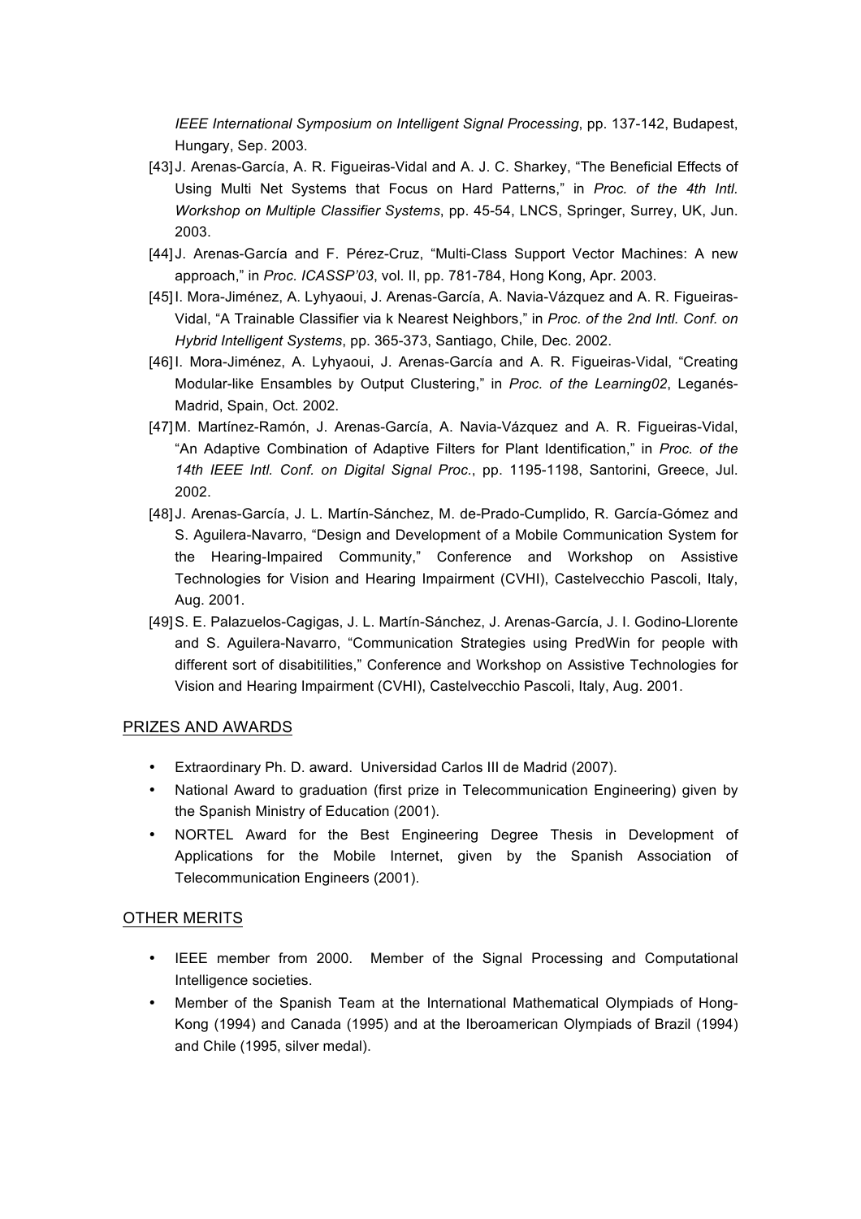*IEEE International Symposium on Intelligent Signal Processing*, pp. 137-142, Budapest, Hungary, Sep. 2003.

[43] J. Arenas-García, A. R. Figueiras-Vidal and A. J. C. Sharkey, "The Beneficial Effects of Using Multi Net Systems that Focus on Hard Patterns," in *Proc. of the 4th Intl. Workshop on Multiple Classifier Systems*, pp. 45-54, LNCS, Springer, Surrey, UK, Jun. 2003.

[44] J. Arenas-García and F. Pérez-Cruz, "Multi-Class Support Vector Machines: A new approach," in *Proc. ICASSP'03*, vol. II, pp. 781-784, Hong Kong, Apr. 2003.

[45] I. Mora-Jiménez, A. Lyhyaoui, J. Arenas-García, A. Navia-Vázquez and A. R. Figueiras-Vidal, "A Trainable Classifier via k Nearest Neighbors," in *Proc. of the 2nd Intl. Conf. on Hybrid Intelligent Systems*, pp. 365-373, Santiago, Chile, Dec. 2002.

[46] I. Mora-Jiménez, A. Lyhyaoui, J. Arenas-García and A. R. Figueiras-Vidal, "Creating Modular-like Ensambles by Output Clustering," in *Proc. of the Learning02*, Leganés-Madrid, Spain, Oct. 2002.

[47] M. Martínez-Ramón, J. Arenas-García, A. Navia-Vázquez and A. R. Figueiras-Vidal, "An Adaptive Combination of Adaptive Filters for Plant Identification," in *Proc. of the 14th IEEE Intl. Conf. on Digital Signal Proc.*, pp. 1195-1198, Santorini, Greece, Jul. 2002.

[48] J. Arenas-García, J. L. Martín-Sánchez, M. de-Prado-Cumplido, R. García-Gómez and S. Aguilera-Navarro, "Design and Development of a Mobile Communication System for the Hearing-Impaired Community," Conference and Workshop on Assistive Technologies for Vision and Hearing Impairment (CVHI), Castelvecchio Pascoli, Italy, Aug. 2001.

[49] S. E. Palazuelos-Cagigas, J. L. Martín-Sánchez, J. Arenas-García, J. I. Godino-Llorente and S. Aguilera-Navarro, "Communication Strategies using PredWin for people with different sort of disabitilities," Conference and Workshop on Assistive Technologies for Vision and Hearing Impairment (CVHI), Castelvecchio Pascoli, Italy, Aug. 2001.

## PRIZES AND AWARDS

- Extraordinary Ph. D. award. Universidad Carlos III de Madrid (2007).
- National Award to graduation (first prize in Telecommunication Engineering) given by the Spanish Ministry of Education (2001).
- NORTEL Award for the Best Engineering Degree Thesis in Development of Applications for the Mobile Internet, given by the Spanish Association of Telecommunication Engineers (2001).

## OTHER MERITS

- IEEE member from 2000. Member of the Signal Processing and Computational Intelligence societies.
- Member of the Spanish Team at the International Mathematical Olympiads of Hong-Kong (1994) and Canada (1995) and at the Iberoamerican Olympiads of Brazil (1994) and Chile (1995, silver medal).